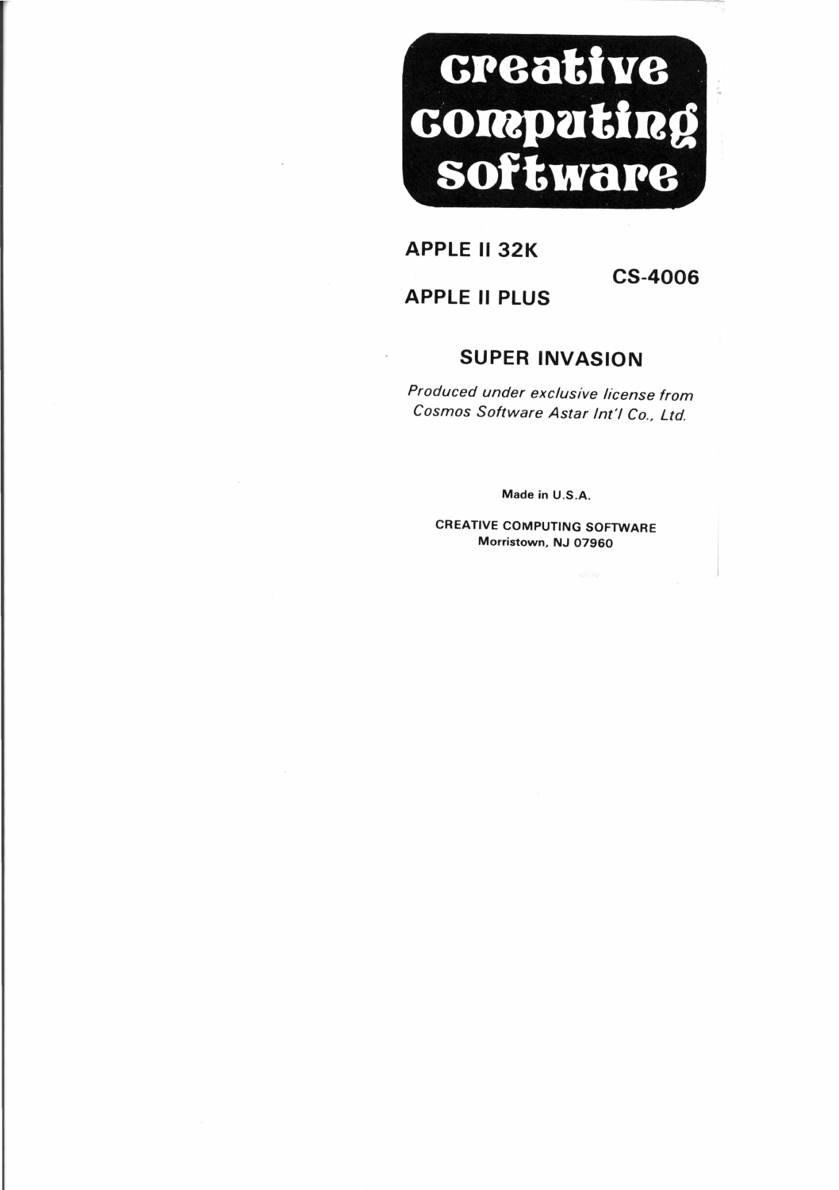# creative computing software

**APPLE II 32K**

**APPLE II PLUS**

**CS-4006**

## SUPER INVASION

*Produced under exclusive license from Cosmos Software Astar Int'l Co., Ltd.*

Made in U.S.A.

CREATIVE COMPUTING SOFTWARE
Morristown, NJ 07960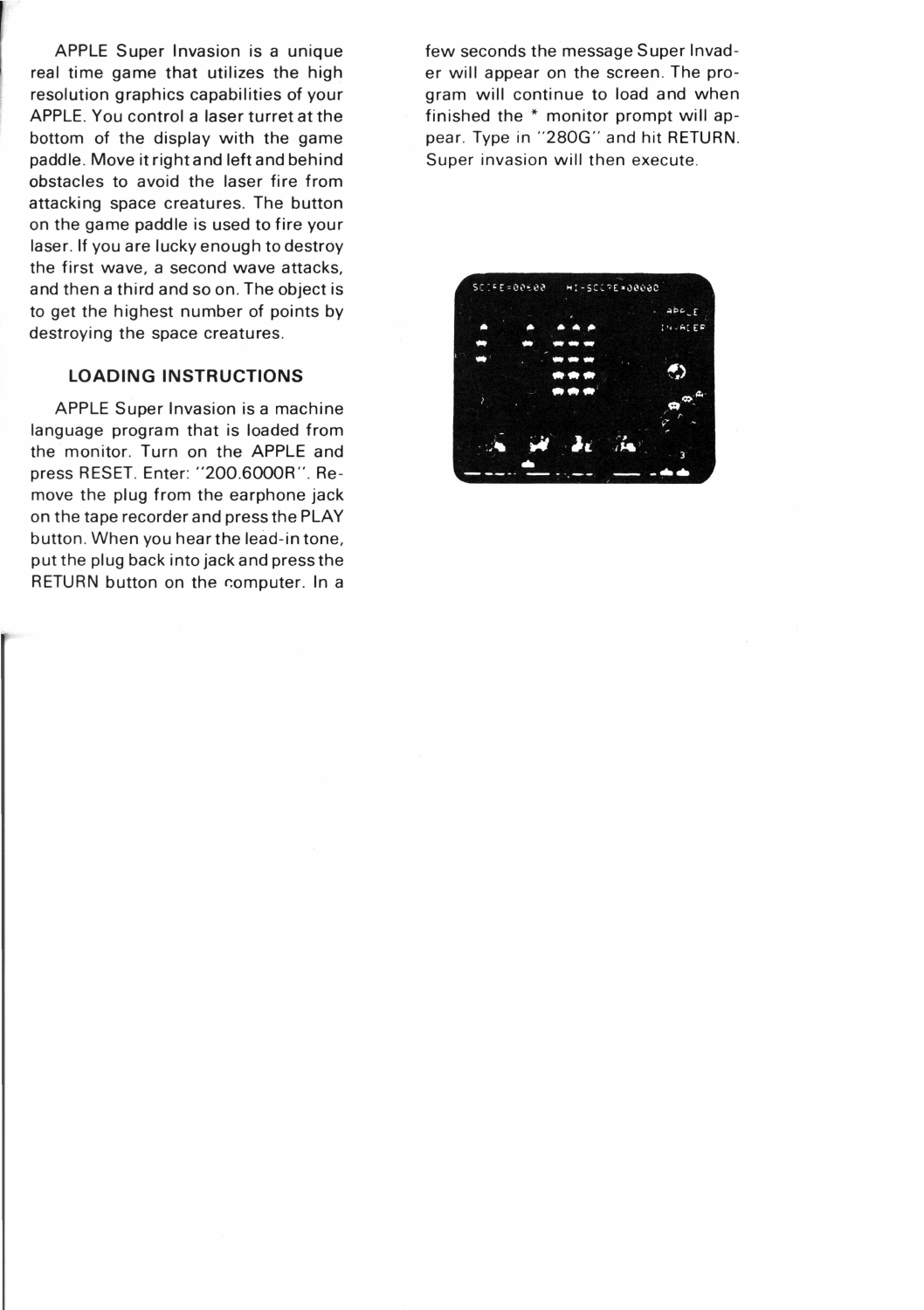APPLE Super Invasion is a unique real time game that utilizes the high resolution graphics capabilities of your APPLE. You control a laser turret at the bottom of the display with the game paddle. Move it right and left and behind obstacles to avoid the laser fire from attacking space creatures. The button on the game paddle is used to fire your laser. If you are lucky enough to destroy the first wave, a second wave attacks, and then a third and so on. The object is to get the highest number of points by destroying the space creatures.

### LOADING INSTRUCTIONS

APPLE Super Invasion is a machine language program that is loaded from the monitor. Turn on the APPLE and press RESET. Enter: "200.6000R". Remove the plug from the earphone jack on the tape recorder and press the PLAY button. When you hear the lead-in tone, put the plug back into jack and press the RETURN button on the computer. In a few seconds the message Super Invader will appear on the screen. The program will continue to load and when finished the * monitor prompt will appear. Type in "280G" and hit RETURN. Super invasion will then execute.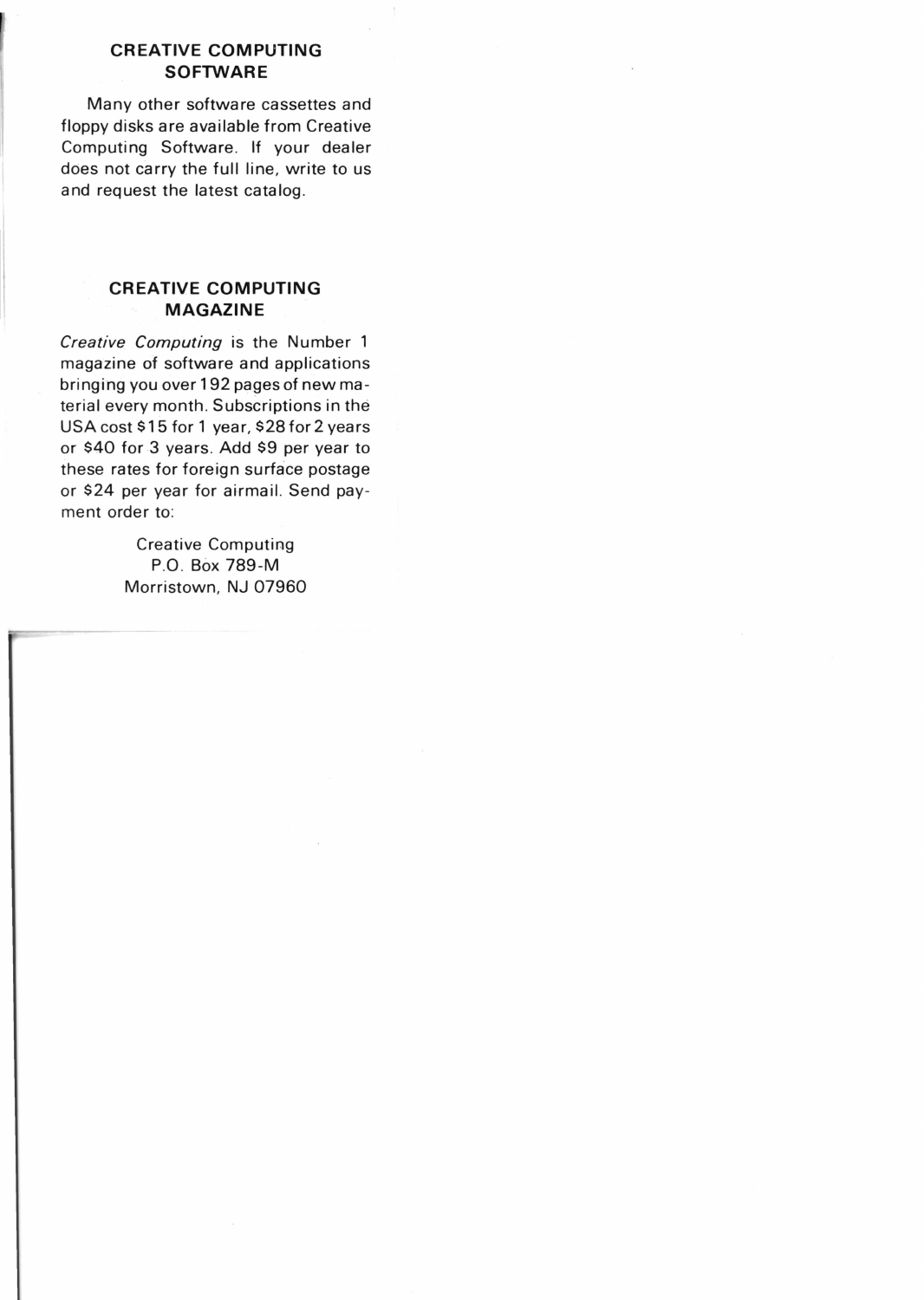## CREATIVE COMPUTING SOFTWARE

Many other software cassettes and floppy disks are available from Creative Computing Software. If your dealer does not carry the full line, write to us and request the latest catalog.

## CREATIVE COMPUTING MAGAZINE

*Creative Computing* is the Number 1 magazine of software and applications bringing you over 192 pages of new material every month. Subscriptions in the USA cost $15 for 1 year, $28 for 2 years or $40 for 3 years. Add $9 per year to these rates for foreign surface postage or $24 per year for airmail. Send payment order to:

Creative Computing
P.O. Box 789-M
Morristown, NJ 07960